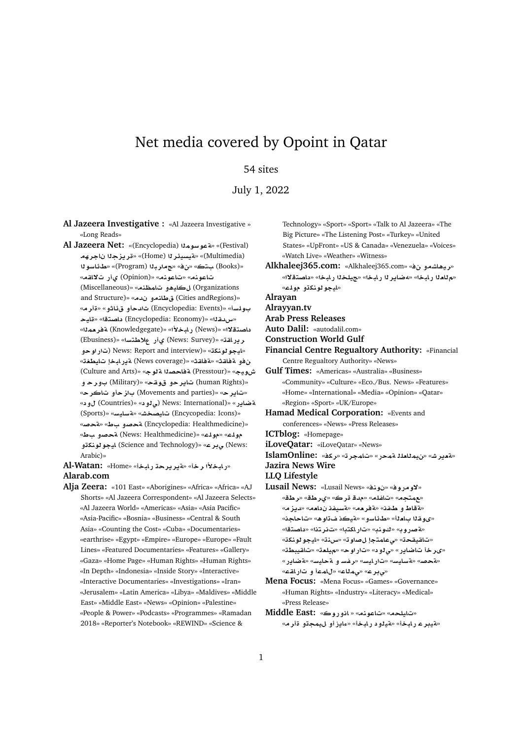# Net media covered by Opoint in Qatar

54 sites

July 1, 2022

**Al Jazeera Investigative :** «Al Jazeera Investigative » «Long Reads»

**Al Jazeera Net:** «(Encyclopedia) الموسوعة» «(Festival) مهرجان الجزيرة» «(Home) الرئيسية» «(Multimedia) الوسائط» «(Books) كتب» «فن» «(Program) البرامج» «مقالات رأي (Opinion)» «منوعات» «منظمات وهياكل (Organizations and Structure)» «مدن ومناطق (Cities andRegions)» «مرأة» «وثائق وأحداث (Encyclopedia: Events)» «أسبوع» «حياة» «اقتصاد (Encyclopedia: Economy)» «القدس» «الاقتصاد» «المعرفة (Knowledgegate)» «الأخبار (News)» «استطلاع رأي (News: Survey)» «(Ebusiness)» «تقارير وحوارات (News: Report and interview)» «تكنولوجيا» «تغطيات إخبارية (News coverage)» «ثقافة» «ثقافة وفن (Culture and Arts)» «جولة الصحافة (Presstour)» «جيوش وحروب (Military)» «حقوق وحريات (human Rights)» «حريات» «حركات وأحزاب (Movements and parties)» «دول (Countries)» «دولي (News: International)» «رياضة (Sports)» «سياسة» «شخصيات (Encycopedia: Icons)» «صحة» «طب وصحة (Encyclopedia: Healthmedicine)» «طب وصحة (News: Healthmedicine)» «علوم» «علوم وتكنولوجيا (Science and Technology)» «عربي (News: Arabic)»

**Al-Watan:** «Home» «أخبار تحريرية» «آخر الأخبار»

**Alarab.com**

**Alja Zeera:** «101 East» «Aborigines» «Africa» «Africa» «AJ Shorts» «Al Jazeera Correspondent» «Al Jazeera Selects» «Al Jazeera World» «Americas» «Asia» «Asia Pacific» «Asia-Pacific» «Bosnia» «Business» «Central & South Asia» «Counting the Cost» «Cuba» «Documentaries» «earthrise» «Egypt» «Empire» «Europe» «Europe» «Fault Lines» «Featured Documentaries» «Features» «Gallery» «Gaza» «Home Page» «Human Rights» «Human Rights» «In Depth» «Indonesia» «Inside Story» «Interactive» «Interactive Documentaries» «Investigations» «Iran» «Jerusalem» «Latin America» «Libya» «Maldives» «Middle East» «Middle East» «News» «Opinion» «Palestine» «People & Power» «Podcasts» «Programmes» «Ramadan 2018» «Reporter's Notebook» «REWIND» «Science & Technology» «Sport» «Sport» «Talk to Al Jazeera» «The Big Picture» «The Listening Post» «Turkey» «United States» «UpFront» «US & Canada» «Venezuela» «Voices» «Watch Live» «Weather» «Witness»

**Alkhaleej365.com:** «Alkhaleej365.com» «فن ومشاهير» «أخبار المال» «أخبار الرياضة» «أخبار الخليج» «الاقتصاد» «علوم وتكنولوجيا»

**Alrayan**

**Alrayyan.tv**

**Arab Press Releases**

**Auto Dalil:** «autodalil.com»

**Construction World Gulf**

**Financial Centre Regualtory Authority:** «Financial Centre Regualtory Authority» «News»

**Gulf Times:** «Americas» «Australia» «Business» «Community» «Culture» «Eco./Bus. News» «Features» «Home» «International» «Media» «Opinion» «Qatar» «Region» «Sport» «UK/Europe»

**Hamad Medical Corporation:** «Events and conferences» «News» «Press Releases»

**ICTblog:** «Homepage»

**iLoveQatar:** «iLoveQatar» «News»

**IslamOnline:** «شريعة» «رحمة للعالمين» «ترجمات» «فكر»

**Jazira News Wire**

**LLQ Lifestyle**

**Lusail News:** «Lusail News» «فنون» «فورمولا» «مجتمع» «ملفات» «كرة قدم» «قطري» «قطر» «مزيد» «معادن نفيسة» «مصرفية» «نفط و طاقة» «نجاحات» «هواتف ذكية» «وسائط» «أبطال القوى» «استدامة» «انترنت» «ابتكارات» «بنوك» «بورصة» «تكنولوجيا» «تنس» «تواصل اجتماعي» «تحقيقات» «تطبيقات» «تعليم» «حوارات» «دولي» «رياضات أخرى» «رياضة» «سياسة» «صحة» «سيارات» «سياحة و سفر» «عقارات و أعمال» «عالمي» «عربي»

**Mena Focus:** «Mena Focus» «Games» «Governance» «Human Rights» «Industry» «Literacy» «Medical» «Press Release»

**Middle East:** «محليات» «كورونا » «منوعات» «مرأة وتجميل وأزياء» «أخبار دولية» «أخبار عربية» «م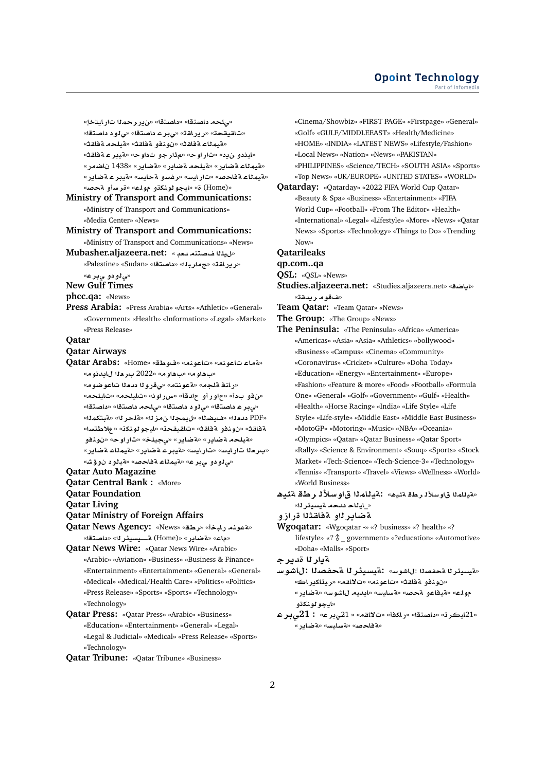«اقتصاد محلي» «إختيارات المحررين»
«تحقيقات» «تقارير» «اقتصاد عربي» «اقتصاد دولي»
«ثقافة عالمية» «ثقافة وفنون» «ثقافة محلية»
«دين ودنيا» «حوارات» «حوادث جرائم» «ثقافة عربية»
«رياضة عالمية» «رياضة محلية» «رياضة» «رمضان 1438»
«صحافة عالمية» «سيارات» «سياحة وسفر» «رياضة عربية»
«(Home) ة» «علوم وتكنولوجيا» «صحة وأسرة»

**Ministry of Transport and Communications:** «Ministry of Transport and Communications» «Media Center» «News»

**Ministry of Transport and Communications:** «Ministry of Transport and Communications» «News»

**Mubasher.aljazeera.net:** «بعد منتصف الليل» «Palestine» «Sudan» «اقتصاد» «برامج» «تقارير» «عربي ودولي»

**New Gulf Times**

**phcc.qa:** «News»

**Press Arabia:** «Press Arabia» «Arts» «Athletic» «General» «Government» «Health» «Information» «Legal» «Market» «Press Release»

**Qatar**

**Qatar Airways**

**Qatar Arabs:** «Home» «قطوف» «منوعات» «منوعات عامة» «مونديال العرب 2022» «مواهب» «مواهب» «موضوعات العدد الورقي» «منتقاة» «مجلة فنار» «أدب وفن» «أقداح أو أرواح» «نوارس» «محليات» «اقتصاد عربي» «اقتصاد محلي» «اقتصاد دولي» «اقتصاد» «العدد PDF» «الضيف» «الزمن الجميل» «الرحلة» «المكتبة» «ثقافة وفنون» «تحقيقات» «تكنولوجيا» «استطلاع» «رياضة محلية» «رياضة» «خليجي» «حوارات» «وفنون» «سيارات العرب» «سيارات» «رياضة عربية» «رياضة» «رياضة عالمية» «عربي ودولي» «صحافة عالمية» «شؤون دولية»

**Qatar Auto Magazine**

**Qatar Central Bank :** «More»

**Qatar Foundation**

**Qatar Living**

**Qatar Ministry of Foreign Affairs**

**Qatar News Agency:** «News» «قطر» «أخبار» «منوعة» «عام» «رياضة» «الرئيسية (Home)» «اقتصاد»

**Qatar News Wire:** «Qatar News Wire» «Arabic» «Arabic» «Aviation» «Business» «Business & Finance» «Entertainment» «Entertainment» «General» «General» «Medical» «Medical/Health Care» «Politics» «Politics» «Press Release» «Sports» «Sports» «Technology» «Technology»

**Qatar Press:** «Qatar Press» «Arabic» «Business» «Education» «Entertainment» «General» «Legal» «Legal & Judicial» «Medical» «Press Release» «Sports» «Technology»

**Qatar Tribune:** «Qatar Tribune» «Business» «Cinema/Showbiz» «FIRST PAGE» «Firstpage» «General» «Golf» «GULF/MIDDLEEAST» «Health/Medicine» «HOME» «INDIA» «LATEST NEWS» «Lifestyle/Fashion» «Local News» «Nation» «News» «PAKISTAN» «PHILIPPINES» «Science/TECH» «SOUTH ASIA» «Sports» «Top News» «UK/EUROPE» «UNITED STATES» «WORLD»

**Qatarday:** «Qatarday» «2022 FIFA World Cup Qatar» «Beauty & Spa» «Business» «Entertainment» «FIFA World Cup» «Football» «From The Editor» «Health» «International» «Legal» «Lifestyle» «More» «News» «Qatar News» «Sports» «Technology» «Things to Do» «Trending Now»

**Qatarileaks**

**qp.com..qa**

**QSL:** «QSL» «News»

**Studies.aljazeera.net:** «Studies.aljazeera.net» «قضايا» «تقدير موقف»

**Team Qatar:** «Team Qatar» «News»

**The Group:** «The Group» «News»

**The Peninsula:** «The Peninsula» «Africa» «America» «Americas» «Asia» «Asia» «Athletics» «bollywood» «Business» «Campus» «Cinema» «Community» «Coronavirus» «Cricket» «Culture» «Doha Today» «Education» «Energy» «Entertainment» «Europe» «Fashion» «Feature & more» «Food» «Football» «Formula One» «General» «Golf» «Government» «Gulf» «Health» «Health» «Horse Racing» «India» «Life Style» «Life Style» «Life-style» «Middle East» «Middle East Business» «MotoGP» «Motoring» «Music» «NBA» «Oceania» «Olympics» «Qatar» «Qatar Business» «Qatar Sport» «Rally» «Science & Environment» «Souq» «Sports» «Stock Market» «Tech-Science» «Tech-Science-3» «Technology» «Tennis» «Transport» «Travel» «Views» «Wellness» «World» «World Business»

**هيئة قطر للأسواق المالية:** «هيئة قطر للأسواق المالية» «الرئيسية محدد حاليا_»

**وزارة الثقافة والرياضة**

**Wgoqatar:** «Wgoqatar -» «? business» «? health» «? lifestyle» «? ༃ _ government» «?education» «Automotive» «Doha» «Malls» «Sport»

**جريدة الراية**

**سوشال: الصفحة الرئيسية:** «سوشال: الصفحة الرئيسية» «كاريكاتير» «مقالات» «منوعات» «ثقافة وفنون» «رياضة» «سياسة» «سوشال ميديا» «رياضة» «صحة وعافية» «علوم وتكنولوجيا»

**عربي 21:** «عربي21» «مقالات» «أفكار» «اقتصاد» «تركيا21» «رياضة» «سياسة» «صحافة»